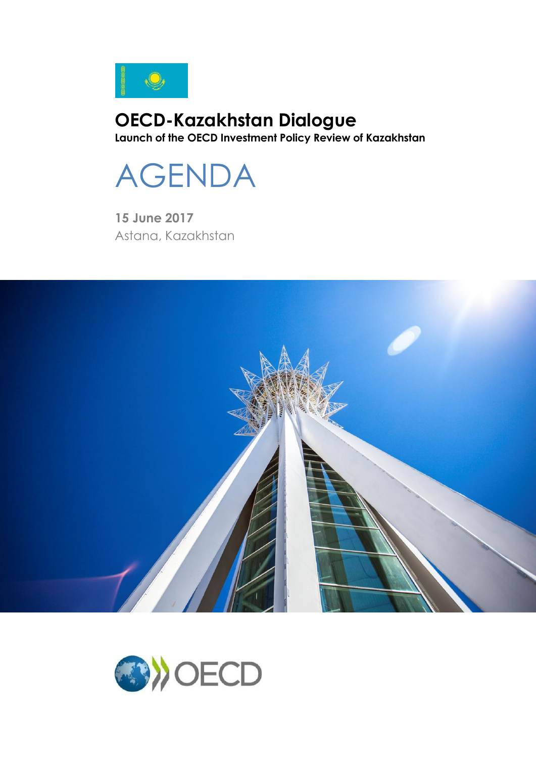# OECD-Kazakhstan Dialogue

**Launch of the OECD Investment Policy Review of Kazakhstan**

# AGENDA

**15 June 2017**

Astana, Kazakhstan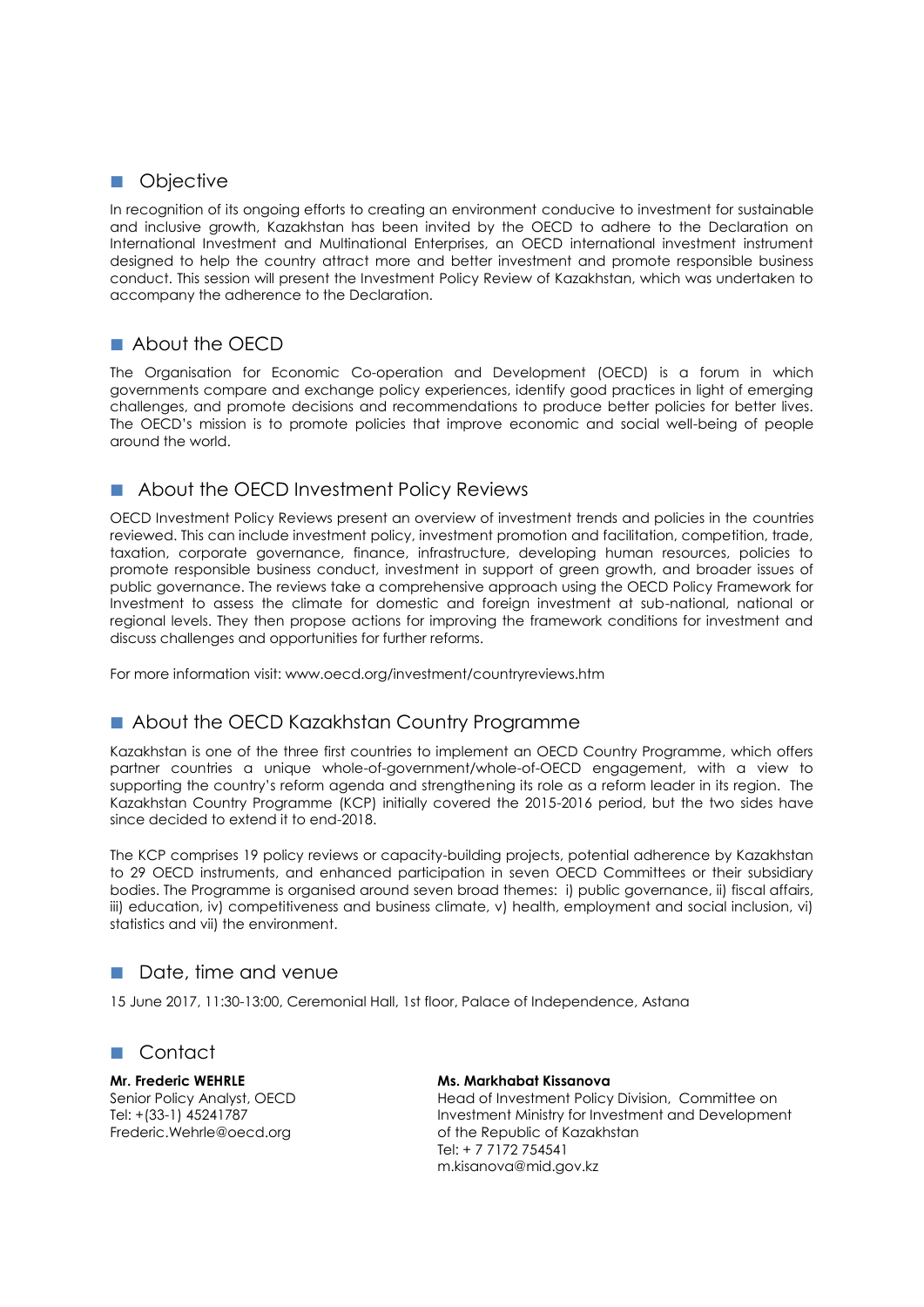## Objective

In recognition of its ongoing efforts to creating an environment conducive to investment for sustainable and inclusive growth, Kazakhstan has been invited by the OECD to adhere to the Declaration on International Investment and Multinational Enterprises, an OECD international investment instrument designed to help the country attract more and better investment and promote responsible business conduct. This session will present the Investment Policy Review of Kazakhstan, which was undertaken to accompany the adherence to the Declaration.

## About the OECD

The Organisation for Economic Co-operation and Development (OECD) is a forum in which governments compare and exchange policy experiences, identify good practices in light of emerging challenges, and promote decisions and recommendations to produce better policies for better lives. The OECD's mission is to promote policies that improve economic and social well-being of people around the world.

## About the OECD Investment Policy Reviews

OECD Investment Policy Reviews present an overview of investment trends and policies in the countries reviewed. This can include investment policy, investment promotion and facilitation, competition, trade, taxation, corporate governance, finance, infrastructure, developing human resources, policies to promote responsible business conduct, investment in support of green growth, and broader issues of public governance. The reviews take a comprehensive approach using the OECD Policy Framework for Investment to assess the climate for domestic and foreign investment at sub-national, national or regional levels. They then propose actions for improving the framework conditions for investment and discuss challenges and opportunities for further reforms.

For more information visit: www.oecd.org/investment/countryreviews.htm

## About the OECD Kazakhstan Country Programme

Kazakhstan is one of the three first countries to implement an OECD Country Programme, which offers partner countries a unique whole-of-government/whole-of-OECD engagement, with a view to supporting the country's reform agenda and strengthening its role as a reform leader in its region. The Kazakhstan Country Programme (KCP) initially covered the 2015-2016 period, but the two sides have since decided to extend it to end-2018.

The KCP comprises 19 policy reviews or capacity-building projects, potential adherence by Kazakhstan to 29 OECD instruments, and enhanced participation in seven OECD Committees or their subsidiary bodies. The Programme is organised around seven broad themes: i) public governance, ii) fiscal affairs, iii) education, iv) competitiveness and business climate, v) health, employment and social inclusion, vi) statistics and vii) the environment.

## Date, time and venue

15 June 2017, 11:30-13:00, Ceremonial Hall, 1st floor, Palace of Independence, Astana

## Contact

**Mr. Frederic WEHRLE**
Senior Policy Analyst, OECD
Tel: +(33-1) 45241787
Frederic.Wehrle@oecd.org

**Ms. Markhabat Kissanova**
Head of Investment Policy Division, Committee on Investment Ministry for Investment and Development of the Republic of Kazakhstan
Tel: + 7 7172 754541
m.kisanova@mid.gov.kz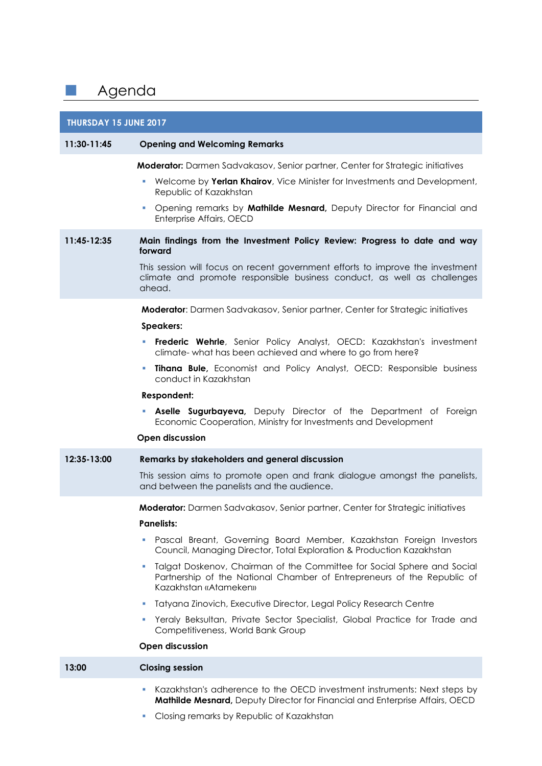# Agenda

## THURSDAY 15 JUNE 2017

### 11:30-11:45 Opening and Welcoming Remarks

**Moderator:** Darmen Sadvakasov, Senior partner, Center for Strategic initiatives

- Welcome by **Yerlan Khairov**, Vice Minister for Investments and Development, Republic of Kazakhstan
- Opening remarks by **Mathilde Mesnard,** Deputy Director for Financial and Enterprise Affairs, OECD

### 11:45-12:35 Main findings from the Investment Policy Review: Progress to date and way forward

This session will focus on recent government efforts to improve the investment climate and promote responsible business conduct, as well as challenges ahead.

**Moderator**: Darmen Sadvakasov, Senior partner, Center for Strategic initiatives

**Speakers:**

- **Frederic Wehrle**, Senior Policy Analyst, OECD: Kazakhstan's investment climate- what has been achieved and where to go from here?
- **Tihana Bule,** Economist and Policy Analyst, OECD: Responsible business conduct in Kazakhstan

**Respondent:**

- **Aselle Sugurbayeva,** Deputy Director of the Department of Foreign Economic Cooperation, Ministry for Investments and Development

**Open discussion**

### 12:35-13:00 Remarks by stakeholders and general discussion

This session aims to promote open and frank dialogue amongst the panelists, and between the panelists and the audience.

**Moderator:** Darmen Sadvakasov, Senior partner, Center for Strategic initiatives

**Panelists:**

- Pascal Breant, Governing Board Member, Kazakhstan Foreign Investors Council, Managing Director, Total Exploration & Production Kazakhstan
- Talgat Doskenov, Chairman of the Committee for Social Sphere and Social Partnership of the National Chamber of Entrepreneurs of the Republic of Kazakhstan «Atameken»
- Tatyana Zinovich, Executive Director, Legal Policy Research Centre
- Yeraly Beksultan, Private Sector Specialist, Global Practice for Trade and Competitiveness, World Bank Group

**Open discussion**

### 13:00 Closing session

- Kazakhstan's adherence to the OECD investment instruments: Next steps by **Mathilde Mesnard,** Deputy Director for Financial and Enterprise Affairs, OECD
- Closing remarks by Republic of Kazakhstan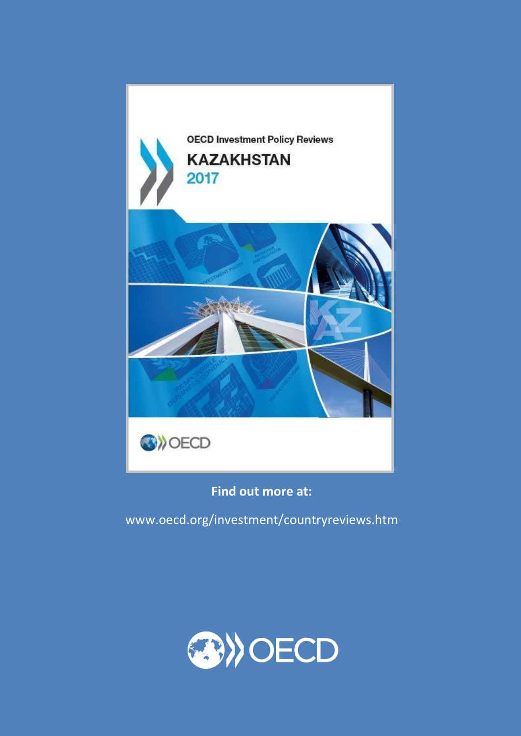OECD Investment Policy Reviews

KAZAKHSTAN

2017

**Find out more at:**

www.oecd.org/investment/countryreviews.htm